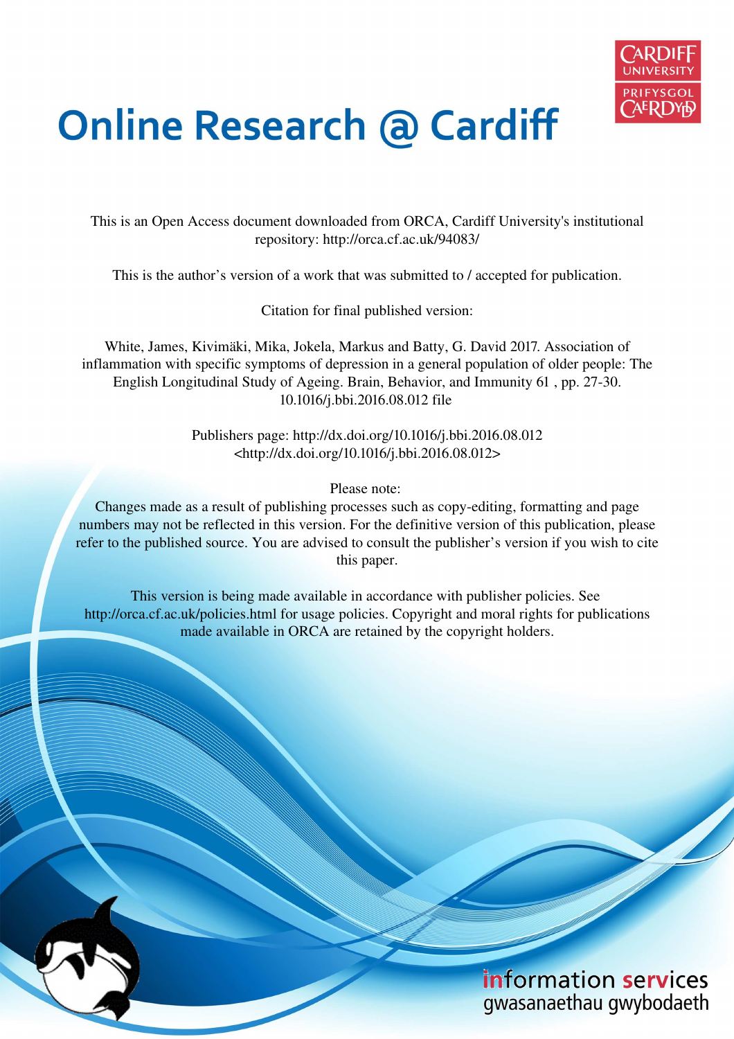# Online Research @ Cardiff

This is an Open Access document downloaded from ORCA, Cardiff University's institutional repository: http://orca.cf.ac.uk/94083/

This is the author's version of a work that was submitted to / accepted for publication.

Citation for final published version:

White, James, Kivimäki, Mika, Jokela, Markus and Batty, G. David 2017. Association of inflammation with specific symptoms of depression in a general population of older people: The English Longitudinal Study of Ageing. Brain, Behavior, and Immunity 61 , pp. 27-30. 10.1016/j.bbi.2016.08.012 file

Publishers page: http://dx.doi.org/10.1016/j.bbi.2016.08.012 <http://dx.doi.org/10.1016/j.bbi.2016.08.012>

Please note:
Changes made as a result of publishing processes such as copy-editing, formatting and page numbers may not be reflected in this version. For the definitive version of this publication, please refer to the published source. You are advised to consult the publisher's version if you wish to cite this paper.

This version is being made available in accordance with publisher policies. See http://orca.cf.ac.uk/policies.html for usage policies. Copyright and moral rights for publications made available in ORCA are retained by the copyright holders.

information services
gwasanaethau gwybodaeth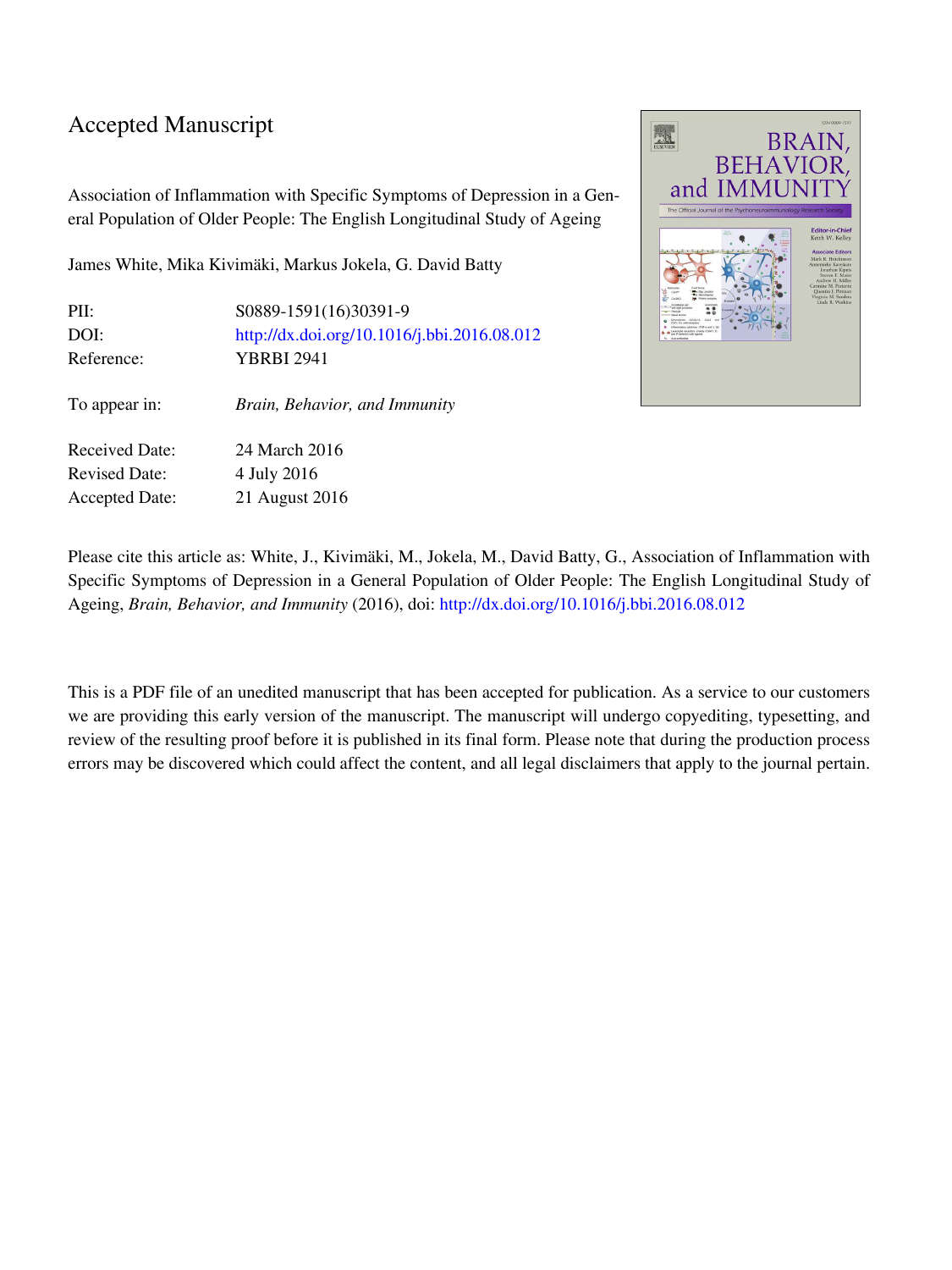# Accepted Manuscript

Association of Inflammation with Specific Symptoms of Depression in a General Population of Older People: The English Longitudinal Study of Ageing

James White, Mika Kivimäki, Markus Jokela, G. David Batty

| | |
|---|---|
| PII: | S0889-1591(16)30391-9 |
| DOI: | http://dx.doi.org/10.1016/j.bbi.2016.08.012 |
| Reference: | YBRBI 2941 |
| To appear in: | *Brain, Behavior, and Immunity* |
| Received Date: | 24 March 2016 |
| Revised Date: | 4 July 2016 |
| Accepted Date: | 21 August 2016 |

Please cite this article as: White, J., Kivimäki, M., Jokela, M., David Batty, G., Association of Inflammation with Specific Symptoms of Depression in a General Population of Older People: The English Longitudinal Study of Ageing, *Brain, Behavior, and Immunity* (2016), doi: http://dx.doi.org/10.1016/j.bbi.2016.08.012

This is a PDF file of an unedited manuscript that has been accepted for publication. As a service to our customers we are providing this early version of the manuscript. The manuscript will undergo copyediting, typesetting, and review of the resulting proof before it is published in its final form. Please note that during the production process errors may be discovered which could affect the content, and all legal disclaimers that apply to the journal pertain.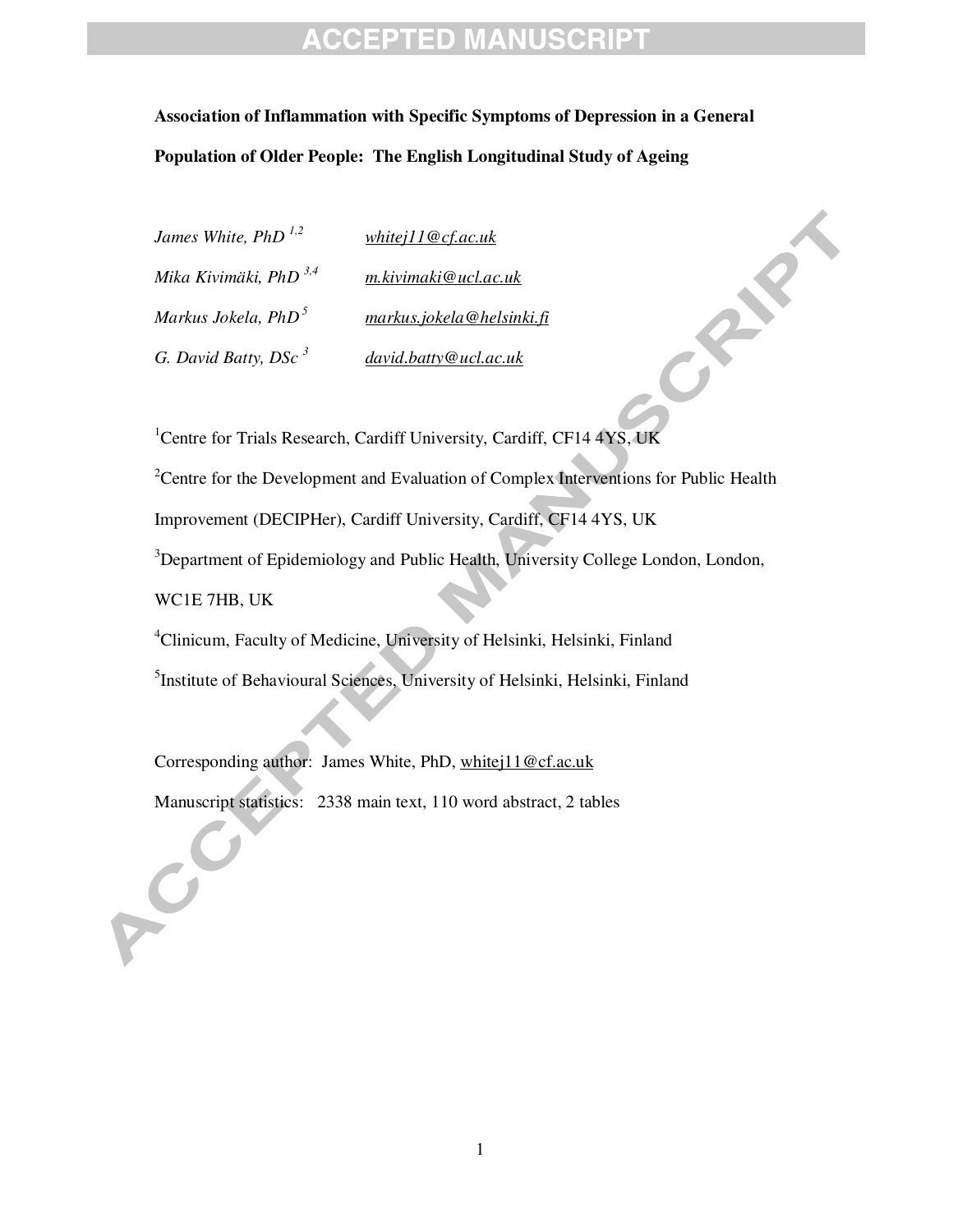**Association of Inflammation with Specific Symptoms of Depression in a General Population of Older People: The English Longitudinal Study of Ageing**

*James White, PhD* [1,2] whitej11@cf.ac.uk

*Mika Kivimäki, PhD* [3,4] m.kivimaki@ucl.ac.uk

*Markus Jokela, PhD* [5] markus.jokela@helsinki.fi

*G. David Batty, DSc* [3] david.batty@ucl.ac.uk

[1]Centre for Trials Research, Cardiff University, Cardiff, CF14 4YS, UK

[2]Centre for the Development and Evaluation of Complex Interventions for Public Health Improvement (DECIPHer), Cardiff University, Cardiff, CF14 4YS, UK

[3]Department of Epidemiology and Public Health, University College London, London, WC1E 7HB, UK

[4]Clinicum, Faculty of Medicine, University of Helsinki, Helsinki, Finland

[5]Institute of Behavioural Sciences, University of Helsinki, Helsinki, Finland

Corresponding author: James White, PhD, whitej11@cf.ac.uk

Manuscript statistics: 2338 main text, 110 word abstract, 2 tables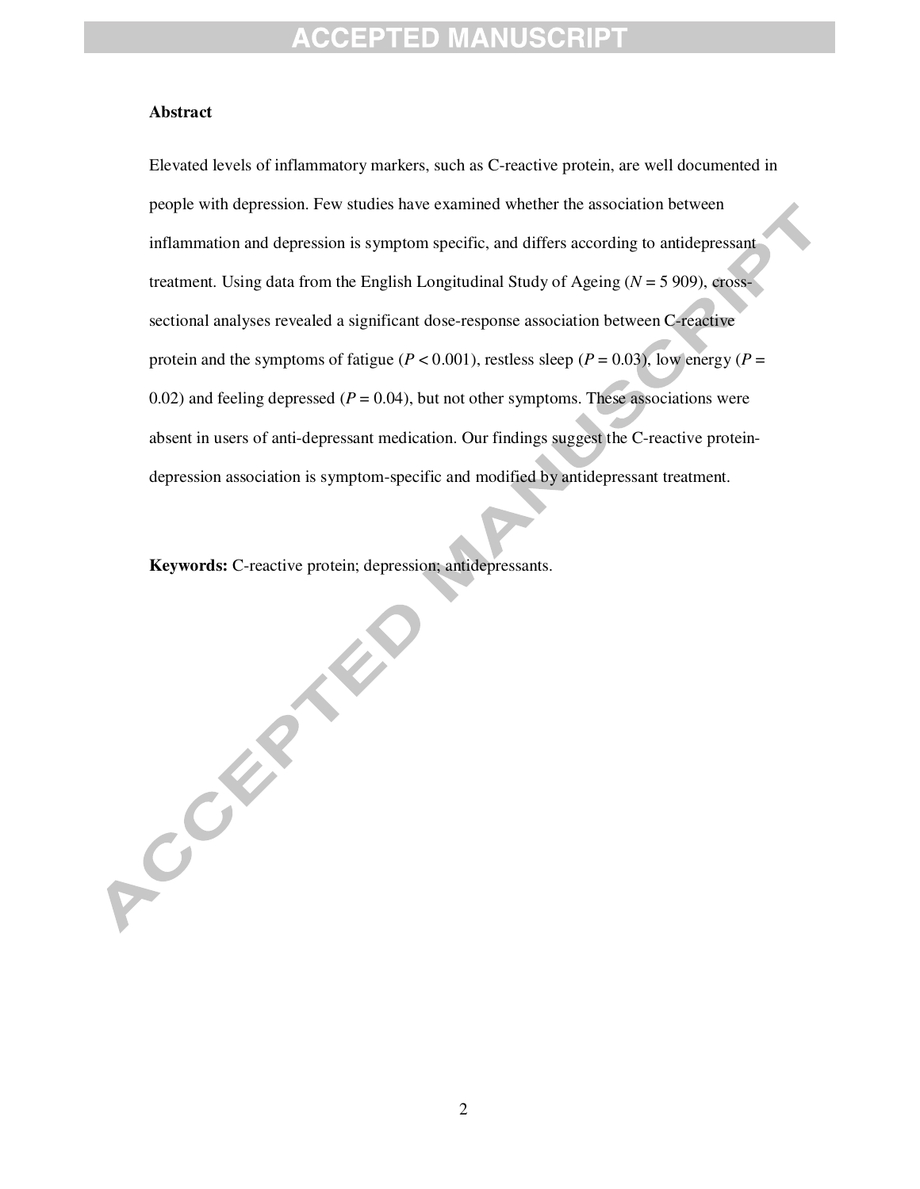## Abstract

Elevated levels of inflammatory markers, such as C-reactive protein, are well documented in people with depression. Few studies have examined whether the association between inflammation and depression is symptom specific, and differs according to antidepressant treatment. Using data from the English Longitudinal Study of Ageing ($N$ = 5 909), cross-sectional analyses revealed a significant dose-response association between C-reactive protein and the symptoms of fatigue ($P < 0.001$), restless sleep ($P = 0.03$), low energy ($P = 0.02$) and feeling depressed ($P = 0.04$), but not other symptoms. These associations were absent in users of anti-depressant medication. Our findings suggest the C-reactive protein-depression association is symptom-specific and modified by antidepressant treatment.

**Keywords:** C-reactive protein; depression; antidepressants.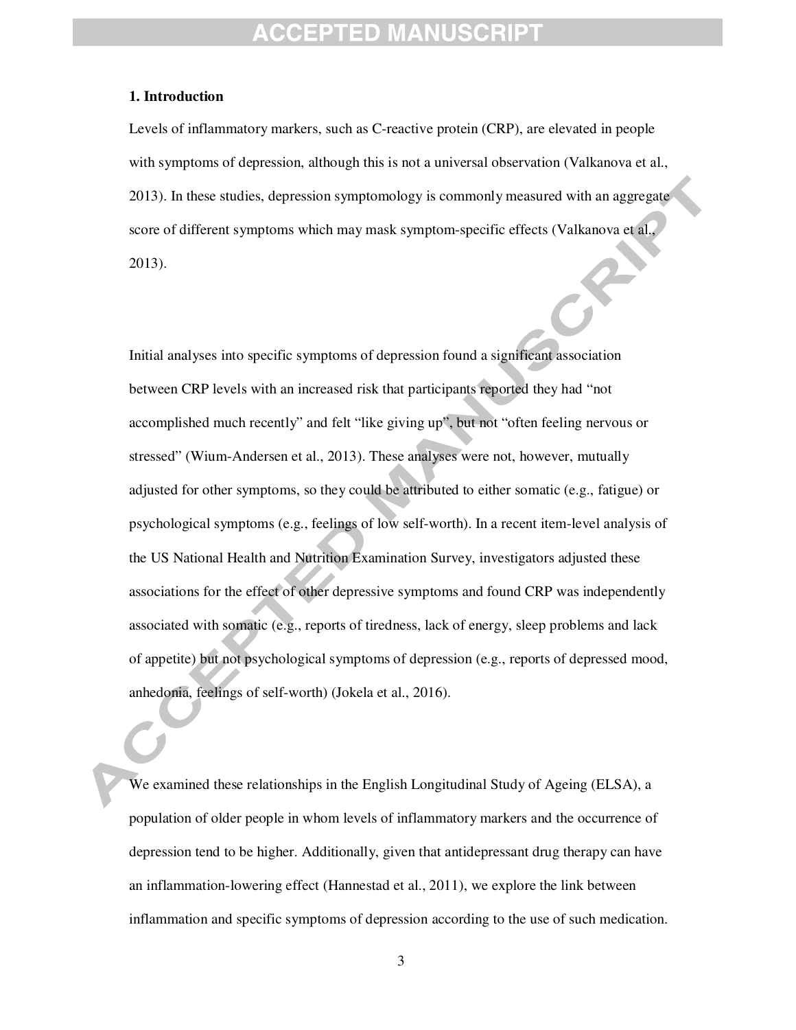## 1. Introduction

Levels of inflammatory markers, such as C-reactive protein (CRP), are elevated in people with symptoms of depression, although this is not a universal observation (Valkanova et al., 2013). In these studies, depression symptomology is commonly measured with an aggregate score of different symptoms which may mask symptom-specific effects (Valkanova et al., 2013).

Initial analyses into specific symptoms of depression found a significant association between CRP levels with an increased risk that participants reported they had "not accomplished much recently" and felt "like giving up", but not "often feeling nervous or stressed" (Wium-Andersen et al., 2013). These analyses were not, however, mutually adjusted for other symptoms, so they could be attributed to either somatic (e.g., fatigue) or psychological symptoms (e.g., feelings of low self-worth). In a recent item-level analysis of the US National Health and Nutrition Examination Survey, investigators adjusted these associations for the effect of other depressive symptoms and found CRP was independently associated with somatic (e.g., reports of tiredness, lack of energy, sleep problems and lack of appetite) but not psychological symptoms of depression (e.g., reports of depressed mood, anhedonia, feelings of self-worth) (Jokela et al., 2016).

We examined these relationships in the English Longitudinal Study of Ageing (ELSA), a population of older people in whom levels of inflammatory markers and the occurrence of depression tend to be higher. Additionally, given that antidepressant drug therapy can have an inflammation-lowering effect (Hannestad et al., 2011), we explore the link between inflammation and specific symptoms of depression according to the use of such medication.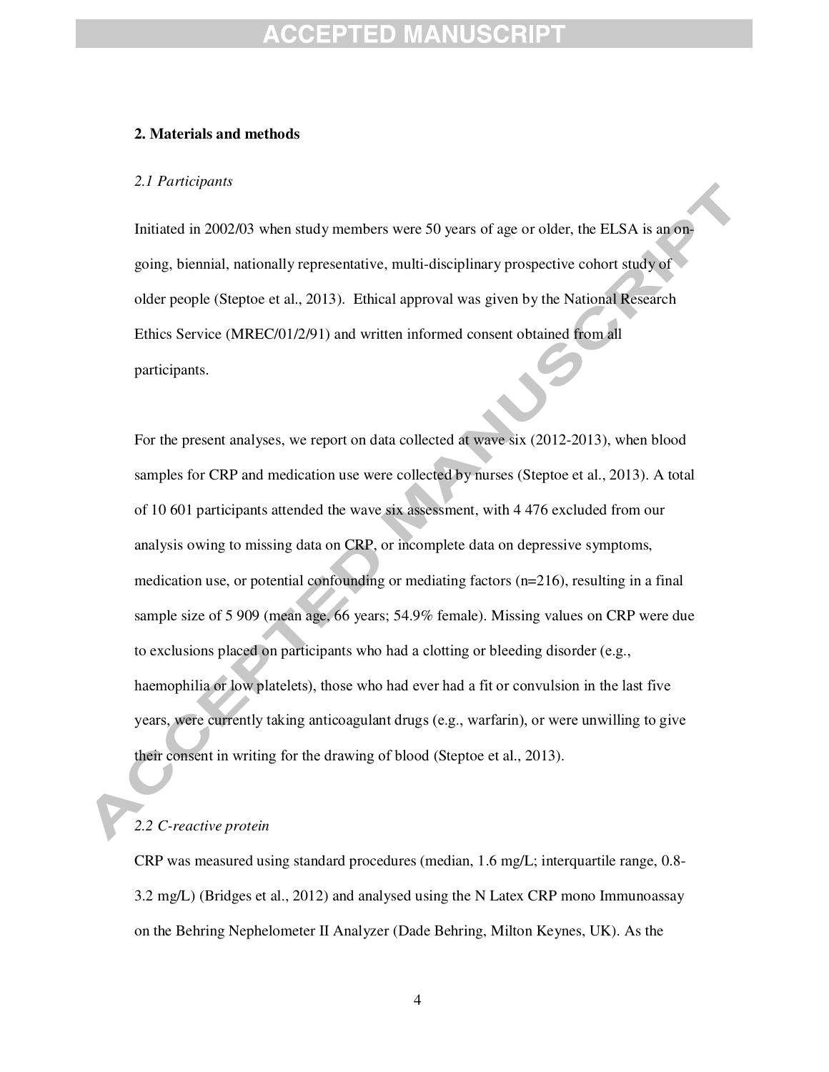## 2. Materials and methods

### *2.1 Participants*

Initiated in 2002/03 when study members were 50 years of age or older, the ELSA is an on-going, biennial, nationally representative, multi-disciplinary prospective cohort study of older people (Steptoe et al., 2013). Ethical approval was given by the National Research Ethics Service (MREC/01/2/91) and written informed consent obtained from all participants.

For the present analyses, we report on data collected at wave six (2012-2013), when blood samples for CRP and medication use were collected by nurses (Steptoe et al., 2013). A total of 10 601 participants attended the wave six assessment, with 4 476 excluded from our analysis owing to missing data on CRP, or incomplete data on depressive symptoms, medication use, or potential confounding or mediating factors (n=216), resulting in a final sample size of 5 909 (mean age, 66 years; 54.9% female). Missing values on CRP were due to exclusions placed on participants who had a clotting or bleeding disorder (e.g., haemophilia or low platelets), those who had ever had a fit or convulsion in the last five years, were currently taking anticoagulant drugs (e.g., warfarin), or were unwilling to give their consent in writing for the drawing of blood (Steptoe et al., 2013).

### *2.2 C-reactive protein*

CRP was measured using standard procedures (median, 1.6 mg/L; interquartile range, 0.8-3.2 mg/L) (Bridges et al., 2012) and analysed using the N Latex CRP mono Immunoassay on the Behring Nephelometer II Analyzer (Dade Behring, Milton Keynes, UK). As the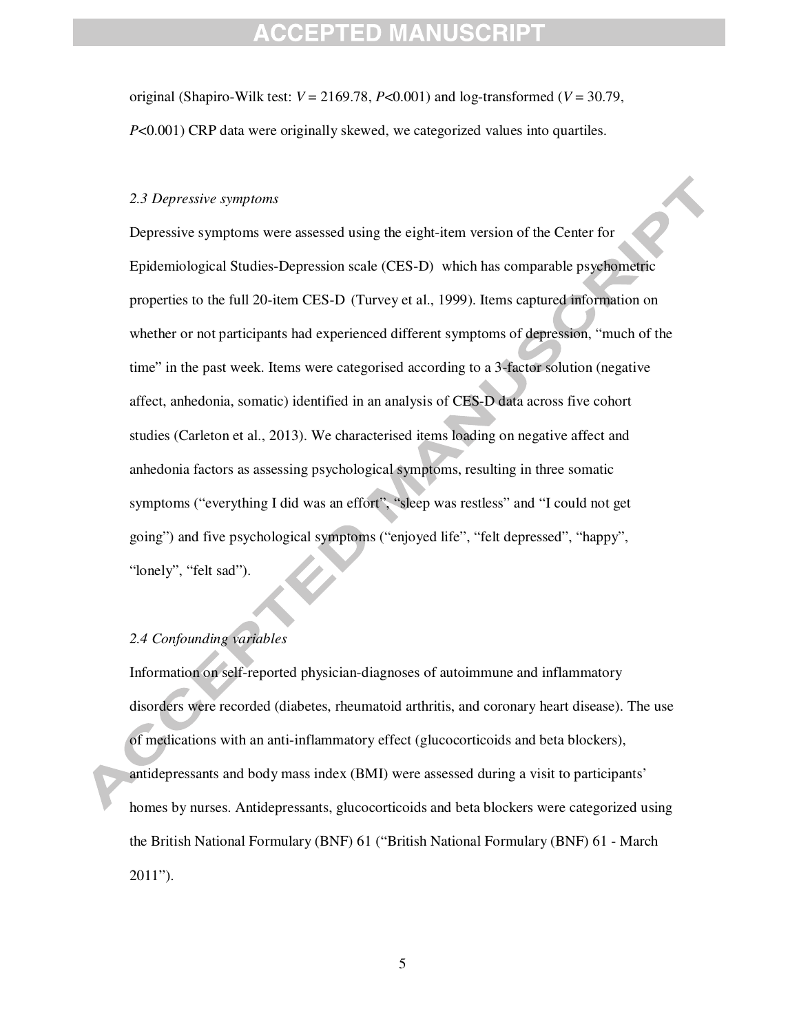original (Shapiro-Wilk test: $V = 2169.78$, $P<0.001$) and log-transformed ($V = 30.79$, $P<0.001$) CRP data were originally skewed, we categorized values into quartiles.

### *2.3 Depressive symptoms*

Depressive symptoms were assessed using the eight-item version of the Center for Epidemiological Studies-Depression scale (CES-D) which has comparable psychometric properties to the full 20-item CES-D (Turvey et al., 1999). Items captured information on whether or not participants had experienced different symptoms of depression, "much of the time" in the past week. Items were categorised according to a 3-factor solution (negative affect, anhedonia, somatic) identified in an analysis of CES-D data across five cohort studies (Carleton et al., 2013). We characterised items loading on negative affect and anhedonia factors as assessing psychological symptoms, resulting in three somatic symptoms ("everything I did was an effort", "sleep was restless" and "I could not get going") and five psychological symptoms ("enjoyed life", "felt depressed", "happy", "lonely", "felt sad").

### *2.4 Confounding variables*

Information on self-reported physician-diagnoses of autoimmune and inflammatory disorders were recorded (diabetes, rheumatoid arthritis, and coronary heart disease). The use of medications with an anti-inflammatory effect (glucocorticoids and beta blockers), antidepressants and body mass index (BMI) were assessed during a visit to participants' homes by nurses. Antidepressants, glucocorticoids and beta blockers were categorized using the British National Formulary (BNF) 61 ("British National Formulary (BNF) 61 - March 2011").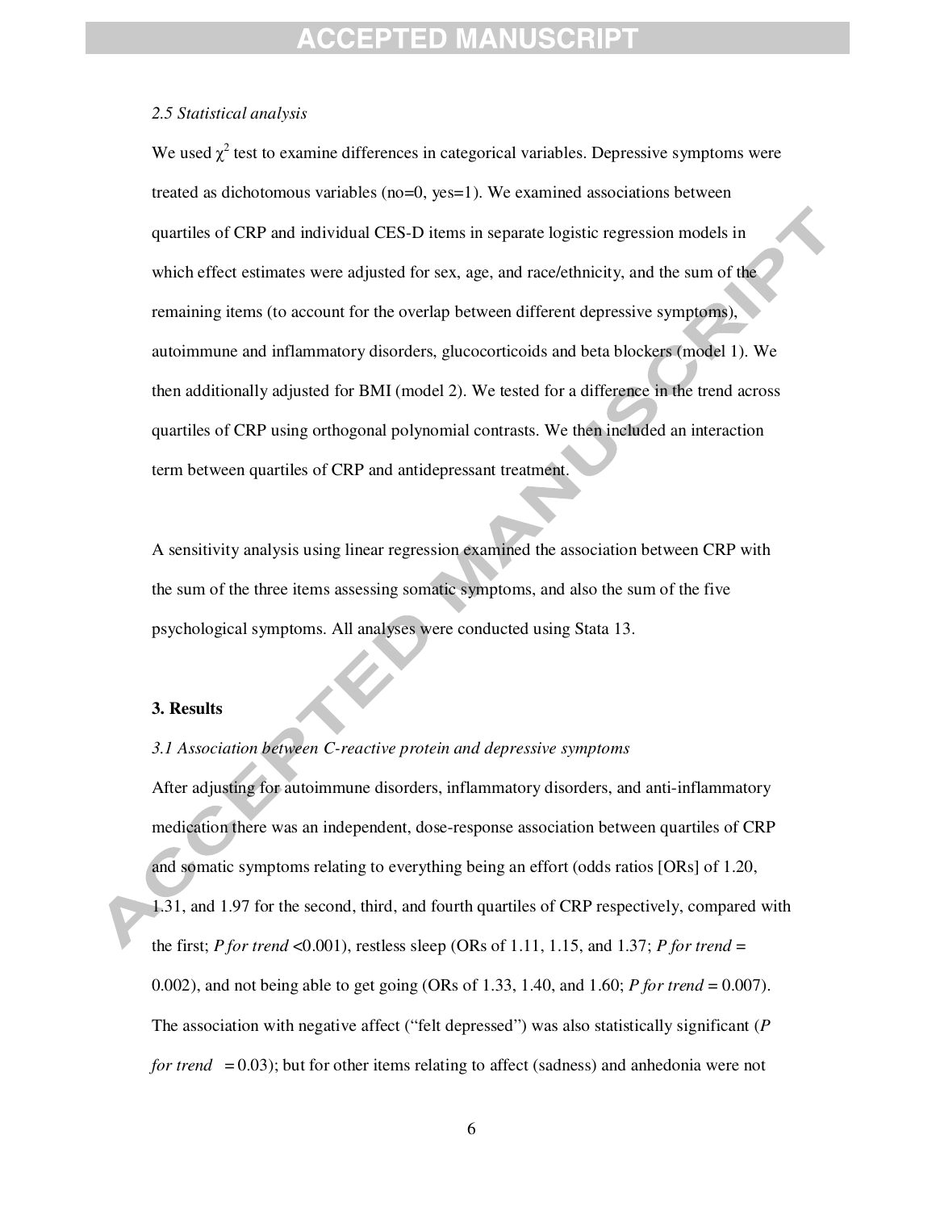*2.5 Statistical analysis*

We used $\chi^2$ test to examine differences in categorical variables. Depressive symptoms were treated as dichotomous variables (no=0, yes=1). We examined associations between quartiles of CRP and individual CES-D items in separate logistic regression models in which effect estimates were adjusted for sex, age, and race/ethnicity, and the sum of the remaining items (to account for the overlap between different depressive symptoms), autoimmune and inflammatory disorders, glucocorticoids and beta blockers (model 1). We then additionally adjusted for BMI (model 2). We tested for a difference in the trend across quartiles of CRP using orthogonal polynomial contrasts. We then included an interaction term between quartiles of CRP and antidepressant treatment.

A sensitivity analysis using linear regression examined the association between CRP with the sum of the three items assessing somatic symptoms, and also the sum of the five psychological symptoms. All analyses were conducted using Stata 13.

### 3. Results

*3.1 Association between C-reactive protein and depressive symptoms*

After adjusting for autoimmune disorders, inflammatory disorders, and anti-inflammatory medication there was an independent, dose-response association between quartiles of CRP and somatic symptoms relating to everything being an effort (odds ratios [ORs] of 1.20, 1.31, and 1.97 for the second, third, and fourth quartiles of CRP respectively, compared with the first; *P for trend* <0.001), restless sleep (ORs of 1.11, 1.15, and 1.37; *P for trend* = 0.002), and not being able to get going (ORs of 1.33, 1.40, and 1.60; *P for trend* = 0.007). The association with negative affect ("felt depressed") was also statistically significant (*P for trend* = 0.03); but for other items relating to affect (sadness) and anhedonia were not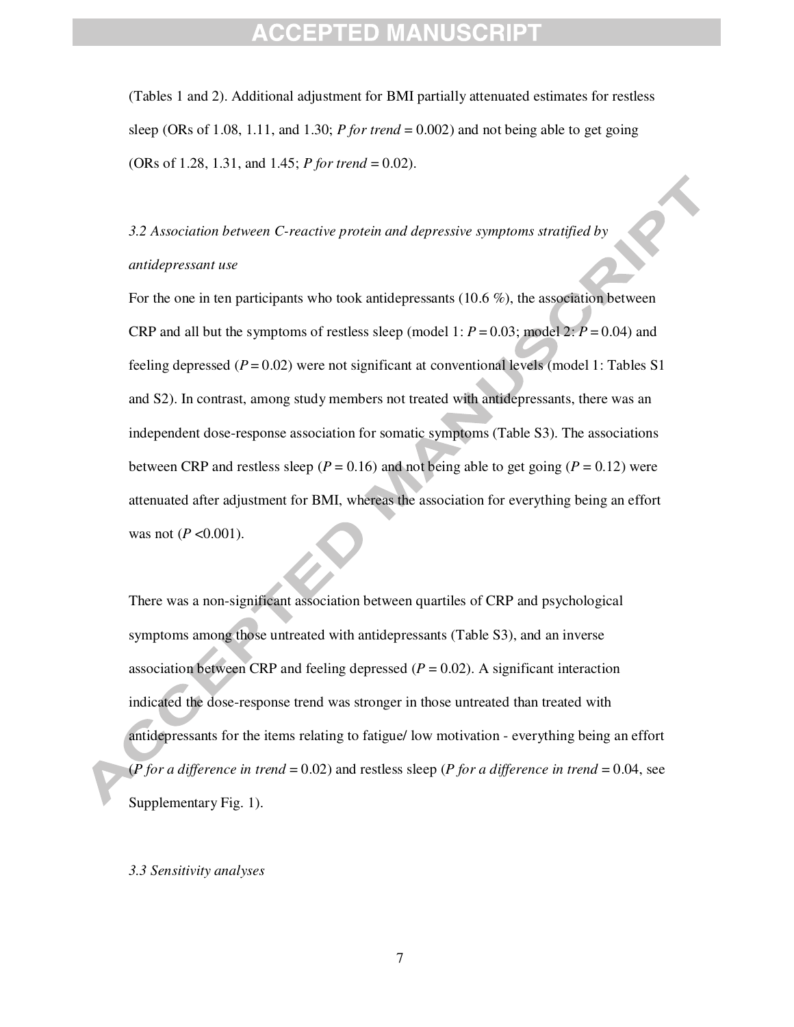(Tables 1 and 2). Additional adjustment for BMI partially attenuated estimates for restless sleep (ORs of 1.08, 1.11, and 1.30; *P for trend* = 0.002) and not being able to get going (ORs of 1.28, 1.31, and 1.45; *P for trend* = 0.02).

### *3.2 Association between C-reactive protein and depressive symptoms stratified by antidepressant use*

For the one in ten participants who took antidepressants (10.6 %), the association between CRP and all but the symptoms of restless sleep (model 1: *P* = 0.03; model 2: *P* = 0.04) and feeling depressed (*P* = 0.02) were not significant at conventional levels (model 1: Tables S1 and S2). In contrast, among study members not treated with antidepressants, there was an independent dose-response association for somatic symptoms (Table S3). The associations between CRP and restless sleep (*P* = 0.16) and not being able to get going (*P* = 0.12) were attenuated after adjustment for BMI, whereas the association for everything being an effort was not (*P* <0.001).

There was a non-significant association between quartiles of CRP and psychological symptoms among those untreated with antidepressants (Table S3), and an inverse association between CRP and feeling depressed (*P* = 0.02). A significant interaction indicated the dose-response trend was stronger in those untreated than treated with antidepressants for the items relating to fatigue/ low motivation - everything being an effort (*P for a difference in trend* = 0.02) and restless sleep (*P for a difference in trend* = 0.04, see Supplementary Fig. 1).

### *3.3 Sensitivity analyses*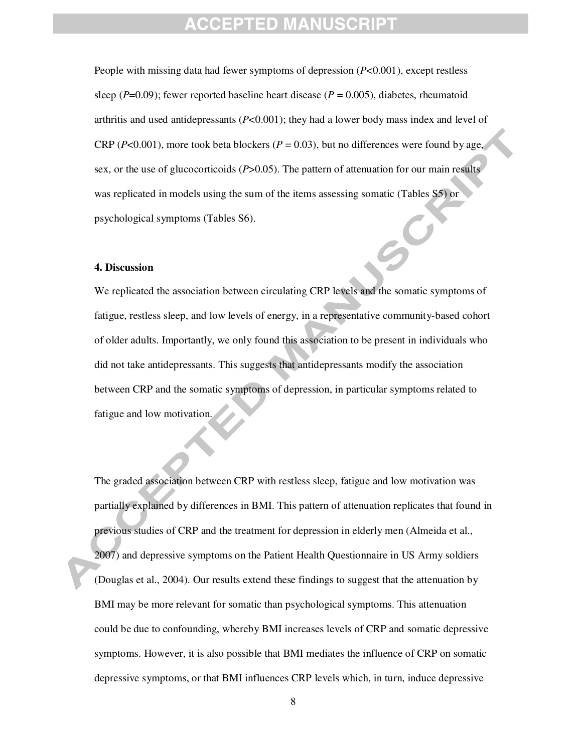People with missing data had fewer symptoms of depression ($P$<0.001), except restless sleep ($P$=0.09); fewer reported baseline heart disease ($P$ = 0.005), diabetes, rheumatoid arthritis and used antidepressants ($P$<0.001); they had a lower body mass index and level of CRP ($P$<0.001), more took beta blockers ($P$ = 0.03), but no differences were found by age, sex, or the use of glucocorticoids ($P$>0.05). The pattern of attenuation for our main results was replicated in models using the sum of the items assessing somatic (Tables S5) or psychological symptoms (Tables S6).

### 4. Discussion

We replicated the association between circulating CRP levels and the somatic symptoms of fatigue, restless sleep, and low levels of energy, in a representative community-based cohort of older adults. Importantly, we only found this association to be present in individuals who did not take antidepressants. This suggests that antidepressants modify the association between CRP and the somatic symptoms of depression, in particular symptoms related to fatigue and low motivation.

The graded association between CRP with restless sleep, fatigue and low motivation was partially explained by differences in BMI. This pattern of attenuation replicates that found in previous studies of CRP and the treatment for depression in elderly men (Almeida et al., 2007) and depressive symptoms on the Patient Health Questionnaire in US Army soldiers (Douglas et al., 2004). Our results extend these findings to suggest that the attenuation by BMI may be more relevant for somatic than psychological symptoms. This attenuation could be due to confounding, whereby BMI increases levels of CRP and somatic depressive symptoms. However, it is also possible that BMI mediates the influence of CRP on somatic depressive symptoms, or that BMI influences CRP levels which, in turn, induce depressive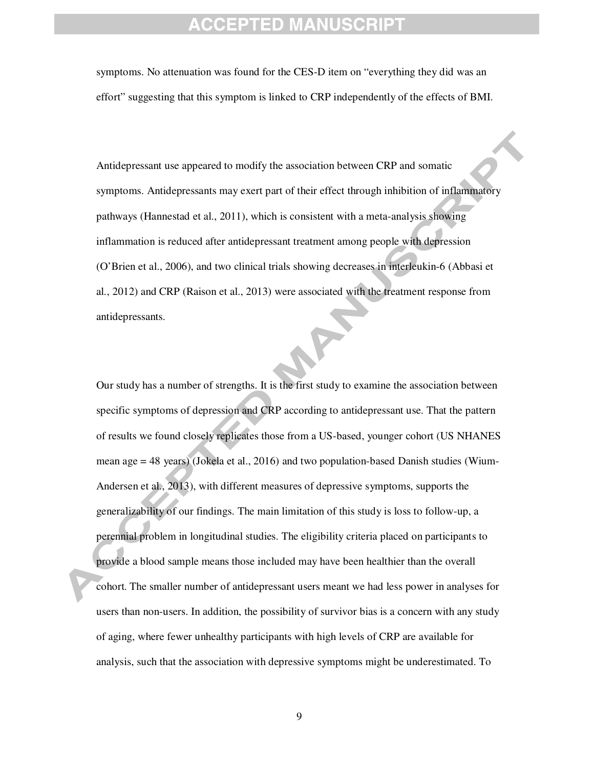symptoms. No attenuation was found for the CES-D item on "everything they did was an effort" suggesting that this symptom is linked to CRP independently of the effects of BMI.

Antidepressant use appeared to modify the association between CRP and somatic symptoms. Antidepressants may exert part of their effect through inhibition of inflammatory pathways (Hannestad et al., 2011), which is consistent with a meta-analysis showing inflammation is reduced after antidepressant treatment among people with depression (O'Brien et al., 2006), and two clinical trials showing decreases in interleukin-6 (Abbasi et al., 2012) and CRP (Raison et al., 2013) were associated with the treatment response from antidepressants.

Our study has a number of strengths. It is the first study to examine the association between specific symptoms of depression and CRP according to antidepressant use. That the pattern of results we found closely replicates those from a US-based, younger cohort (US NHANES mean age = 48 years) (Jokela et al., 2016) and two population-based Danish studies (Wium-Andersen et al., 2013), with different measures of depressive symptoms, supports the generalizability of our findings. The main limitation of this study is loss to follow-up, a perennial problem in longitudinal studies. The eligibility criteria placed on participants to provide a blood sample means those included may have been healthier than the overall cohort. The smaller number of antidepressant users meant we had less power in analyses for users than non-users. In addition, the possibility of survivor bias is a concern with any study of aging, where fewer unhealthy participants with high levels of CRP are available for analysis, such that the association with depressive symptoms might be underestimated. To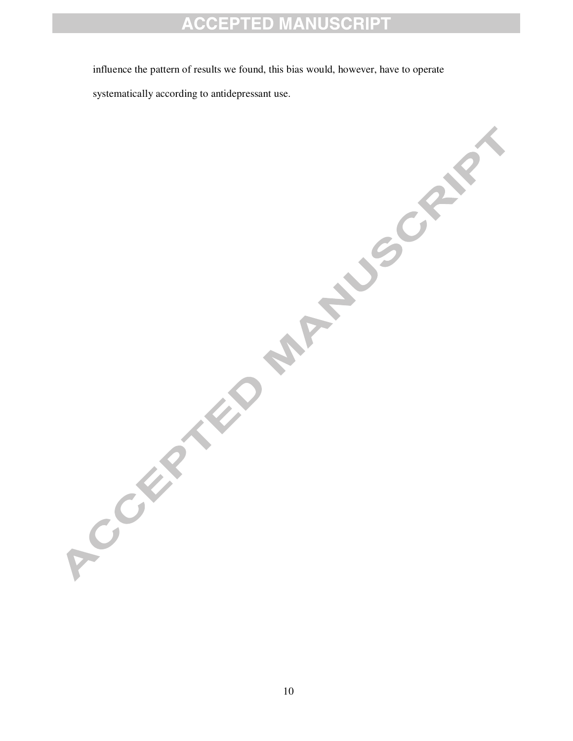influence the pattern of results we found, this bias would, however, have to operate systematically according to antidepressant use.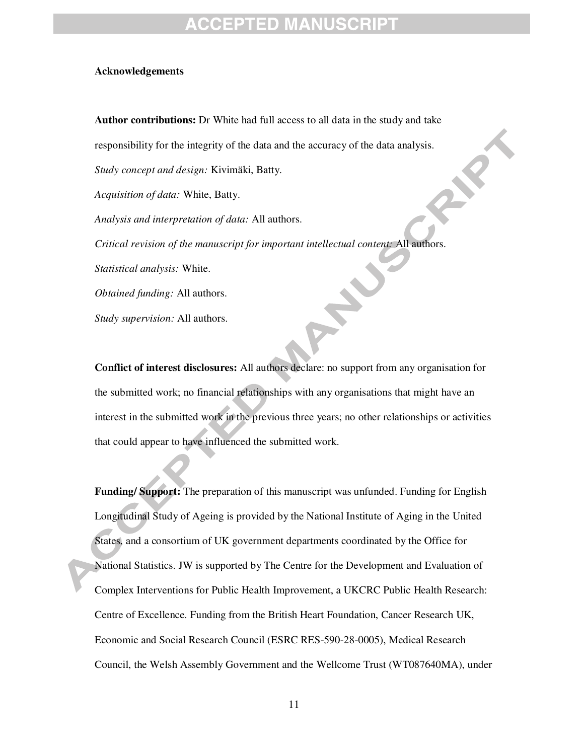**Acknowledgements**

**Author contributions:** Dr White had full access to all data in the study and take responsibility for the integrity of the data and the accuracy of the data analysis.

*Study concept and design:* Kivimäki, Batty.

*Acquisition of data:* White, Batty.

*Analysis and interpretation of data:* All authors.

*Critical revision of the manuscript for important intellectual content:* All authors.

*Statistical analysis:* White.

*Obtained funding:* All authors.

*Study supervision:* All authors.

**Conflict of interest disclosures:** All authors declare: no support from any organisation for the submitted work; no financial relationships with any organisations that might have an interest in the submitted work in the previous three years; no other relationships or activities that could appear to have influenced the submitted work.

**Funding/ Support:** The preparation of this manuscript was unfunded. Funding for English Longitudinal Study of Ageing is provided by the National Institute of Aging in the United States, and a consortium of UK government departments coordinated by the Office for National Statistics. JW is supported by The Centre for the Development and Evaluation of Complex Interventions for Public Health Improvement, a UKCRC Public Health Research: Centre of Excellence. Funding from the British Heart Foundation, Cancer Research UK, Economic and Social Research Council (ESRC RES-590-28-0005), Medical Research Council, the Welsh Assembly Government and the Wellcome Trust (WT087640MA), under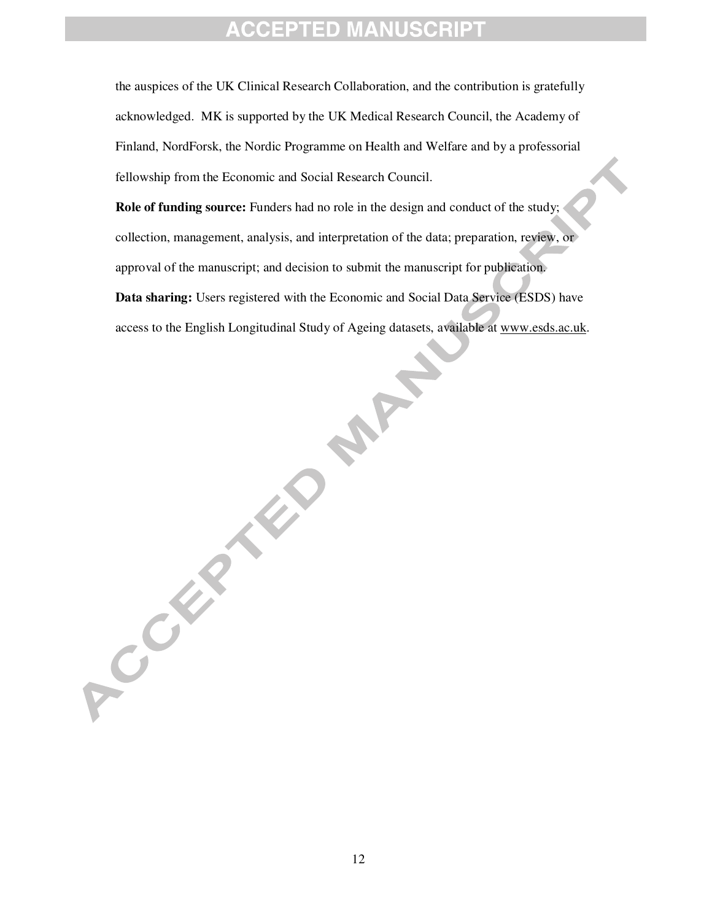the auspices of the UK Clinical Research Collaboration, and the contribution is gratefully acknowledged. MK is supported by the UK Medical Research Council, the Academy of Finland, NordForsk, the Nordic Programme on Health and Welfare and by a professorial fellowship from the Economic and Social Research Council.

**Role of funding source:** Funders had no role in the design and conduct of the study; collection, management, analysis, and interpretation of the data; preparation, review, or approval of the manuscript; and decision to submit the manuscript for publication.

**Data sharing:** Users registered with the Economic and Social Data Service (ESDS) have access to the English Longitudinal Study of Ageing datasets, available at www.esds.ac.uk.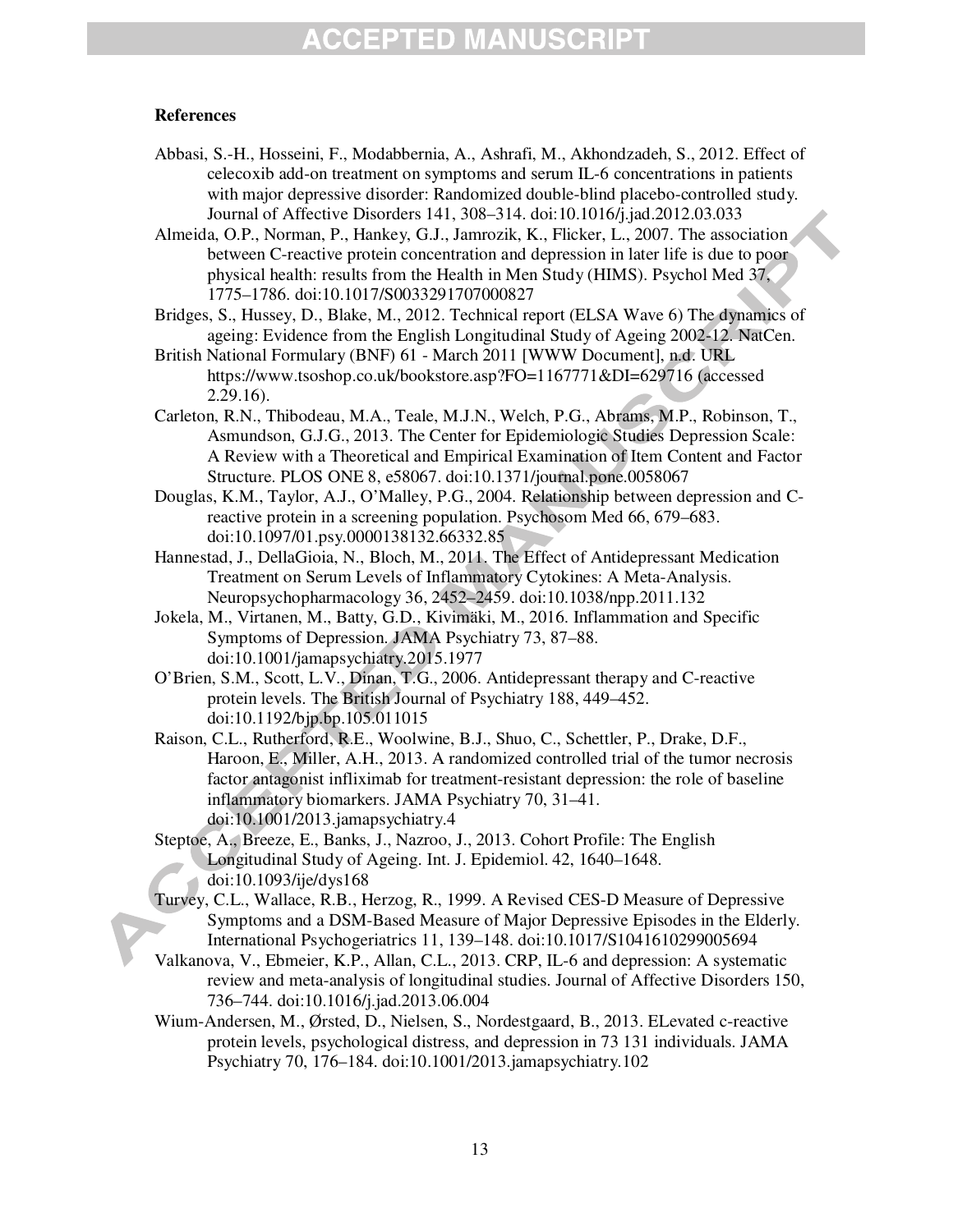**References**

Abbasi, S.-H., Hosseini, F., Modabbernia, A., Ashrafi, M., Akhondzadeh, S., 2012. Effect of celecoxib add-on treatment on symptoms and serum IL-6 concentrations in patients with major depressive disorder: Randomized double-blind placebo-controlled study. Journal of Affective Disorders 141, 308–314. doi:10.1016/j.jad.2012.03.033

Almeida, O.P., Norman, P., Hankey, G.J., Jamrozik, K., Flicker, L., 2007. The association between C-reactive protein concentration and depression in later life is due to poor physical health: results from the Health in Men Study (HIMS). Psychol Med 37, 1775–1786. doi:10.1017/S0033291707000827

Bridges, S., Hussey, D., Blake, M., 2012. Technical report (ELSA Wave 6) The dynamics of ageing: Evidence from the English Longitudinal Study of Ageing 2002-12. NatCen.

British National Formulary (BNF) 61 - March 2011 [WWW Document], n.d. URL https://www.tsoshop.co.uk/bookstore.asp?FO=1167771&DI=629716 (accessed 2.29.16).

Carleton, R.N., Thibodeau, M.A., Teale, M.J.N., Welch, P.G., Abrams, M.P., Robinson, T., Asmundson, G.J.G., 2013. The Center for Epidemiologic Studies Depression Scale: A Review with a Theoretical and Empirical Examination of Item Content and Factor Structure. PLOS ONE 8, e58067. doi:10.1371/journal.pone.0058067

Douglas, K.M., Taylor, A.J., O'Malley, P.G., 2004. Relationship between depression and C-reactive protein in a screening population. Psychosom Med 66, 679–683. doi:10.1097/01.psy.0000138132.66332.85

Hannestad, J., DellaGioia, N., Bloch, M., 2011. The Effect of Antidepressant Medication Treatment on Serum Levels of Inflammatory Cytokines: A Meta-Analysis. Neuropsychopharmacology 36, 2452–2459. doi:10.1038/npp.2011.132

Jokela, M., Virtanen, M., Batty, G.D., Kivimäki, M., 2016. Inflammation and Specific Symptoms of Depression. JAMA Psychiatry 73, 87–88. doi:10.1001/jamapsychiatry.2015.1977

O'Brien, S.M., Scott, L.V., Dinan, T.G., 2006. Antidepressant therapy and C-reactive protein levels. The British Journal of Psychiatry 188, 449–452. doi:10.1192/bjp.bp.105.011015

Raison, C.L., Rutherford, R.E., Woolwine, B.J., Shuo, C., Schettler, P., Drake, D.F., Haroon, E., Miller, A.H., 2013. A randomized controlled trial of the tumor necrosis factor antagonist infliximab for treatment-resistant depression: the role of baseline inflammatory biomarkers. JAMA Psychiatry 70, 31–41. doi:10.1001/2013.jamapsychiatry.4

Steptoe, A., Breeze, E., Banks, J., Nazroo, J., 2013. Cohort Profile: The English Longitudinal Study of Ageing. Int. J. Epidemiol. 42, 1640–1648. doi:10.1093/ije/dys168

Turvey, C.L., Wallace, R.B., Herzog, R., 1999. A Revised CES-D Measure of Depressive Symptoms and a DSM-Based Measure of Major Depressive Episodes in the Elderly. International Psychogeriatrics 11, 139–148. doi:10.1017/S1041610299005694

Valkanova, V., Ebmeier, K.P., Allan, C.L., 2013. CRP, IL-6 and depression: A systematic review and meta-analysis of longitudinal studies. Journal of Affective Disorders 150, 736–744. doi:10.1016/j.jad.2013.06.004

Wium-Andersen, M., Ørsted, D., Nielsen, S., Nordestgaard, B., 2013. ELevated c-reactive protein levels, psychological distress, and depression in 73 131 individuals. JAMA Psychiatry 70, 176–184. doi:10.1001/2013.jamapsychiatry.102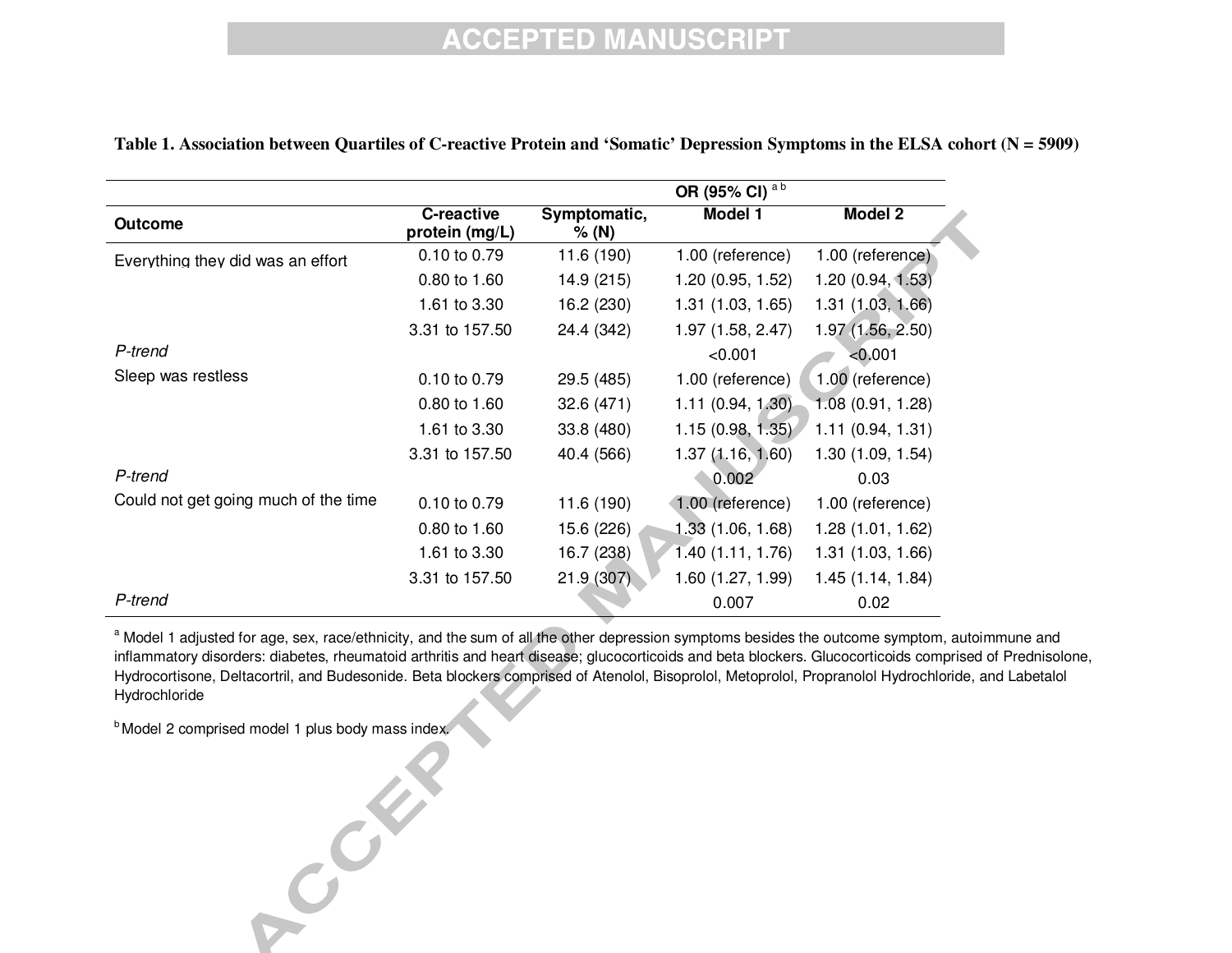**Table 1. Association between Quartiles of C-reactive Protein and 'Somatic' Depression Symptoms in the ELSA cohort (N = 5909)**

| | | | OR (95% CI) [a b] | |
|---|---|---|---|---|
| **Outcome** | **C-reactive protein (mg/L)** | **Symptomatic, % (N)** | **Model 1** | **Model 2** |
| Everything they did was an effort | 0.10 to 0.79 | 11.6 (190) | 1.00 (reference) | 1.00 (reference) |
| | 0.80 to 1.60 | 14.9 (215) | 1.20 (0.95, 1.52) | 1.20 (0.94, 1.53) |
| | 1.61 to 3.30 | 16.2 (230) | 1.31 (1.03, 1.65) | 1.31 (1.03, 1.66) |
| | 3.31 to 157.50 | 24.4 (342) | 1.97 (1.58, 2.47) | 1.97 (1.56, 2.50) |
| *P-trend* | | | <0.001 | <0.001 |
| Sleep was restless | 0.10 to 0.79 | 29.5 (485) | 1.00 (reference) | 1.00 (reference) |
| | 0.80 to 1.60 | 32.6 (471) | 1.11 (0.94, 1.30) | 1.08 (0.91, 1.28) |
| | 1.61 to 3.30 | 33.8 (480) | 1.15 (0.98, 1.35) | 1.11 (0.94, 1.31) |
| | 3.31 to 157.50 | 40.4 (566) | 1.37 (1.16, 1.60) | 1.30 (1.09, 1.54) |
| *P-trend* | | | 0.002 | 0.03 |
| Could not get going much of the time | 0.10 to 0.79 | 11.6 (190) | 1.00 (reference) | 1.00 (reference) |
| | 0.80 to 1.60 | 15.6 (226) | 1.33 (1.06, 1.68) | 1.28 (1.01, 1.62) |
| | 1.61 to 3.30 | 16.7 (238) | 1.40 (1.11, 1.76) | 1.31 (1.03, 1.66) |
| | 3.31 to 157.50 | 21.9 (307) | 1.60 (1.27, 1.99) | 1.45 (1.14, 1.84) |
| *P-trend* | | | 0.007 | 0.02 |

[a] Model 1 adjusted for age, sex, race/ethnicity, and the sum of all the other depression symptoms besides the outcome symptom, autoimmune and inflammatory disorders: diabetes, rheumatoid arthritis and heart disease; glucocorticoids and beta blockers. Glucocorticoids comprised of Prednisolone, Hydrocortisone, Deltacortril, and Budesonide. Beta blockers comprised of Atenolol, Bisoprolol, Metoprolol, Propranolol Hydrochloride, and Labetalol Hydrochloride

[b] Model 2 comprised model 1 plus body mass index.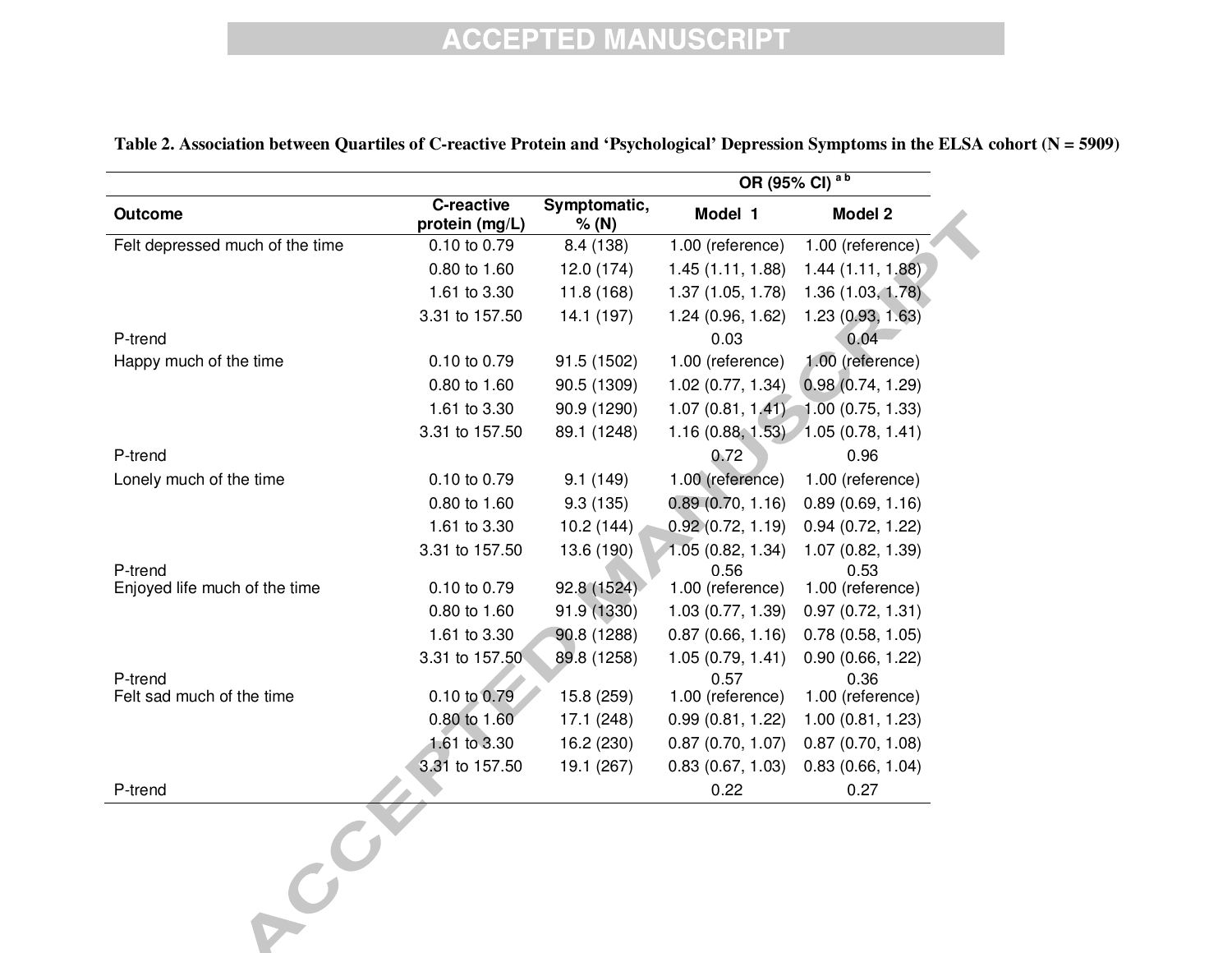**Table 2. Association between Quartiles of C-reactive Protein and 'Psychological' Depression Symptoms in the ELSA cohort (N = 5909)**

| Outcome | C-reactive protein (mg/L) | Symptomatic, % (N) | OR (95% CI) [a b] | |
|---|---|---|---|---|
| | | | Model 1 | Model 2 |
| Felt depressed much of the time | 0.10 to 0.79 | 8.4 (138) | 1.00 (reference) | 1.00 (reference) |
| | 0.80 to 1.60 | 12.0 (174) | 1.45 (1.11, 1.88) | 1.44 (1.11, 1.88) |
| | 1.61 to 3.30 | 11.8 (168) | 1.37 (1.05, 1.78) | 1.36 (1.03, 1.78) |
| | 3.31 to 157.50 | 14.1 (197) | 1.24 (0.96, 1.62) | 1.23 (0.93, 1.63) |
| P-trend | | | 0.03 | 0.04 |
| Happy much of the time | 0.10 to 0.79 | 91.5 (1502) | 1.00 (reference) | 1.00 (reference) |
| | 0.80 to 1.60 | 90.5 (1309) | 1.02 (0.77, 1.34) | 0.98 (0.74, 1.29) |
| | 1.61 to 3.30 | 90.9 (1290) | 1.07 (0.81, 1.41) | 1.00 (0.75, 1.33) |
| | 3.31 to 157.50 | 89.1 (1248) | 1.16 (0.88, 1.53) | 1.05 (0.78, 1.41) |
| P-trend | | | 0.72 | 0.96 |
| Lonely much of the time | 0.10 to 0.79 | 9.1 (149) | 1.00 (reference) | 1.00 (reference) |
| | 0.80 to 1.60 | 9.3 (135) | 0.89 (0.70, 1.16) | 0.89 (0.69, 1.16) |
| | 1.61 to 3.30 | 10.2 (144) | 0.92 (0.72, 1.19) | 0.94 (0.72, 1.22) |
| | 3.31 to 157.50 | 13.6 (190) | 1.05 (0.82, 1.34) | 1.07 (0.82, 1.39) |
| P-trend | | | 0.56 | 0.53 |
| Enjoyed life much of the time | 0.10 to 0.79 | 92.8 (1524) | 1.00 (reference) | 1.00 (reference) |
| | 0.80 to 1.60 | 91.9 (1330) | 1.03 (0.77, 1.39) | 0.97 (0.72, 1.31) |
| | 1.61 to 3.30 | 90.8 (1288) | 0.87 (0.66, 1.16) | 0.78 (0.58, 1.05) |
| | 3.31 to 157.50 | 89.8 (1258) | 1.05 (0.79, 1.41) | 0.90 (0.66, 1.22) |
| P-trend | | | 0.57 | 0.36 |
| Felt sad much of the time | 0.10 to 0.79 | 15.8 (259) | 1.00 (reference) | 1.00 (reference) |
| | 0.80 to 1.60 | 17.1 (248) | 0.99 (0.81, 1.22) | 1.00 (0.81, 1.23) |
| | 1.61 to 3.30 | 16.2 (230) | 0.87 (0.70, 1.07) | 0.87 (0.70, 1.08) |
| | 3.31 to 157.50 | 19.1 (267) | 0.83 (0.67, 1.03) | 0.83 (0.66, 1.04) |
| P-trend | | | 0.22 | 0.27 |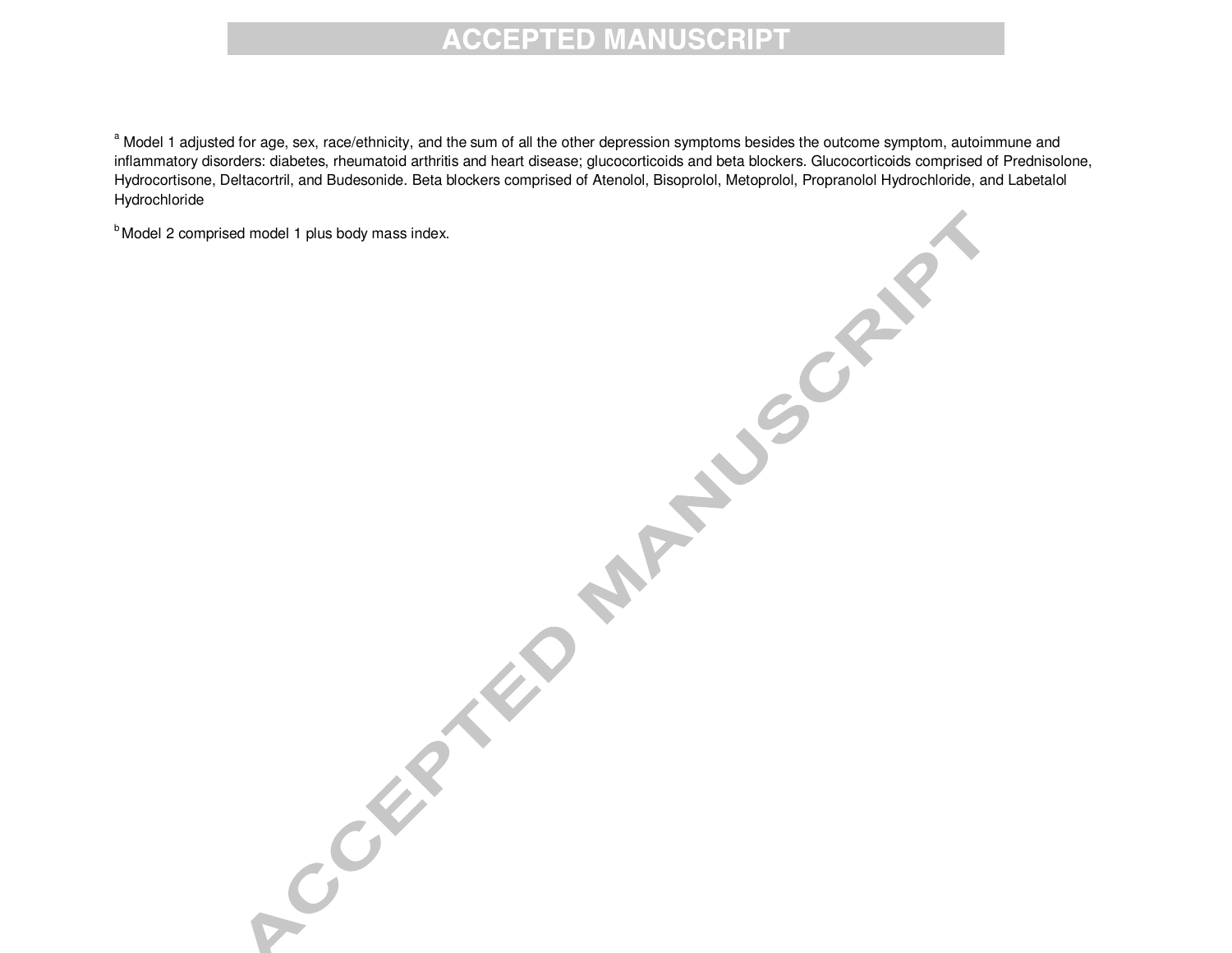[a] Model 1 adjusted for age, sex, race/ethnicity, and the sum of all the other depression symptoms besides the outcome symptom, autoimmune and inflammatory disorders: diabetes, rheumatoid arthritis and heart disease; glucocorticoids and beta blockers. Glucocorticoids comprised of Prednisolone, Hydrocortisone, Deltacortril, and Budesonide. Beta blockers comprised of Atenolol, Bisoprolol, Metoprolol, Propranolol Hydrochloride, and Labetalol Hydrochloride

[b] Model 2 comprised model 1 plus body mass index.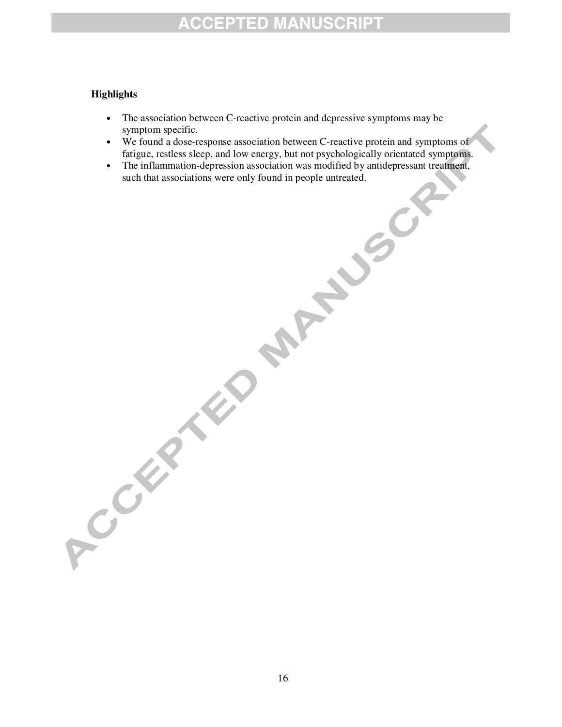**Highlights**

- The association between C-reactive protein and depressive symptoms may be symptom specific.
- We found a dose-response association between C-reactive protein and symptoms of fatigue, restless sleep, and low energy, but not psychologically orientated symptoms.
- The inflammation-depression association was modified by antidepressant treatment, such that associations were only found in people untreated.